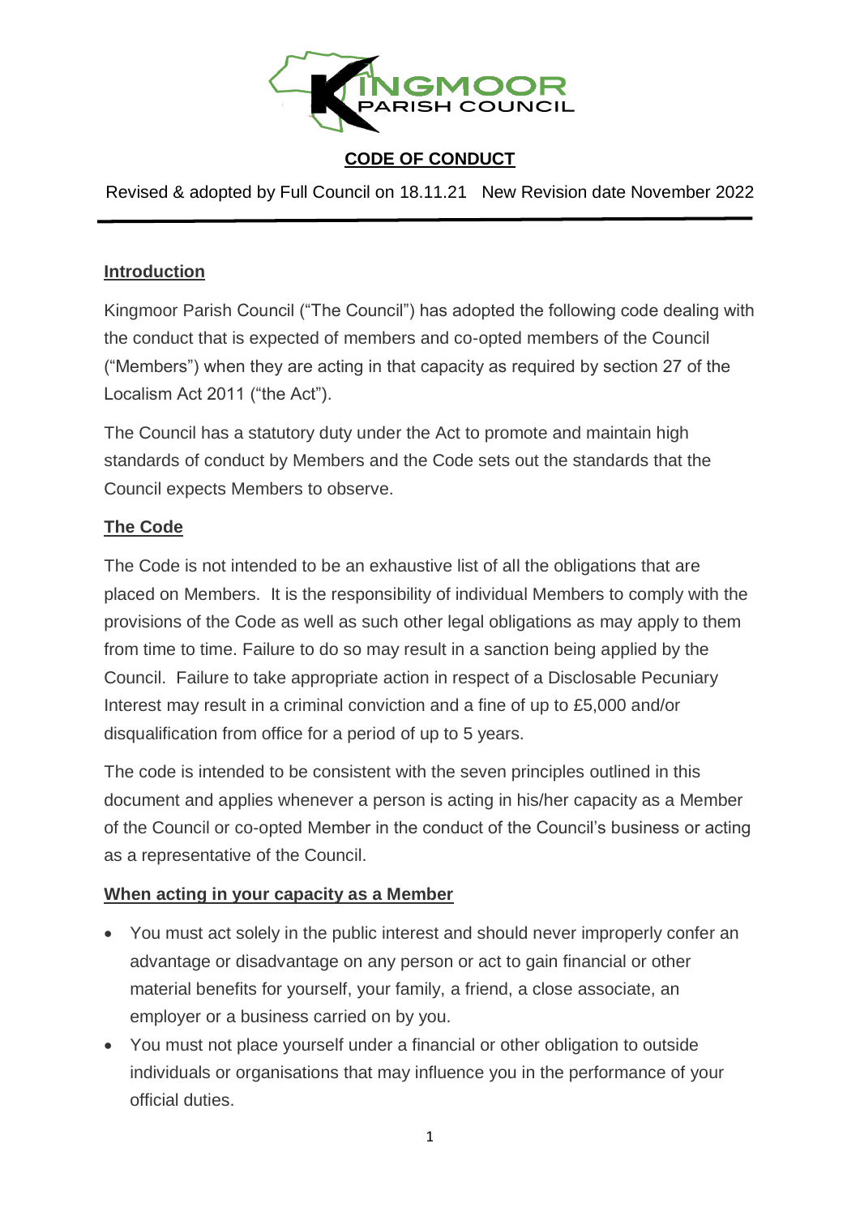# CODE OF CONDUCT

Revised & adopted by Full Council on 18.11.21 New Revision date November 2022

## Introduction

Kingmoor Parish Council ("The Council") has adopted the following code dealing with the conduct that is expected of members and co-opted members of the Council ("Members") when they are acting in that capacity as required by section 27 of the Localism Act 2011 ("the Act").

The Council has a statutory duty under the Act to promote and maintain high standards of conduct by Members and the Code sets out the standards that the Council expects Members to observe.

## The Code

The Code is not intended to be an exhaustive list of all the obligations that are placed on Members. It is the responsibility of individual Members to comply with the provisions of the Code as well as such other legal obligations as may apply to them from time to time. Failure to do so may result in a sanction being applied by the Council. Failure to take appropriate action in respect of a Disclosable Pecuniary Interest may result in a criminal conviction and a fine of up to £5,000 and/or disqualification from office for a period of up to 5 years.

The code is intended to be consistent with the seven principles outlined in this document and applies whenever a person is acting in his/her capacity as a Member of the Council or co-opted Member in the conduct of the Council's business or acting as a representative of the Council.

## When acting in your capacity as a Member

- You must act solely in the public interest and should never improperly confer an advantage or disadvantage on any person or act to gain financial or other material benefits for yourself, your family, a friend, a close associate, an employer or a business carried on by you.
- You must not place yourself under a financial or other obligation to outside individuals or organisations that may influence you in the performance of your official duties.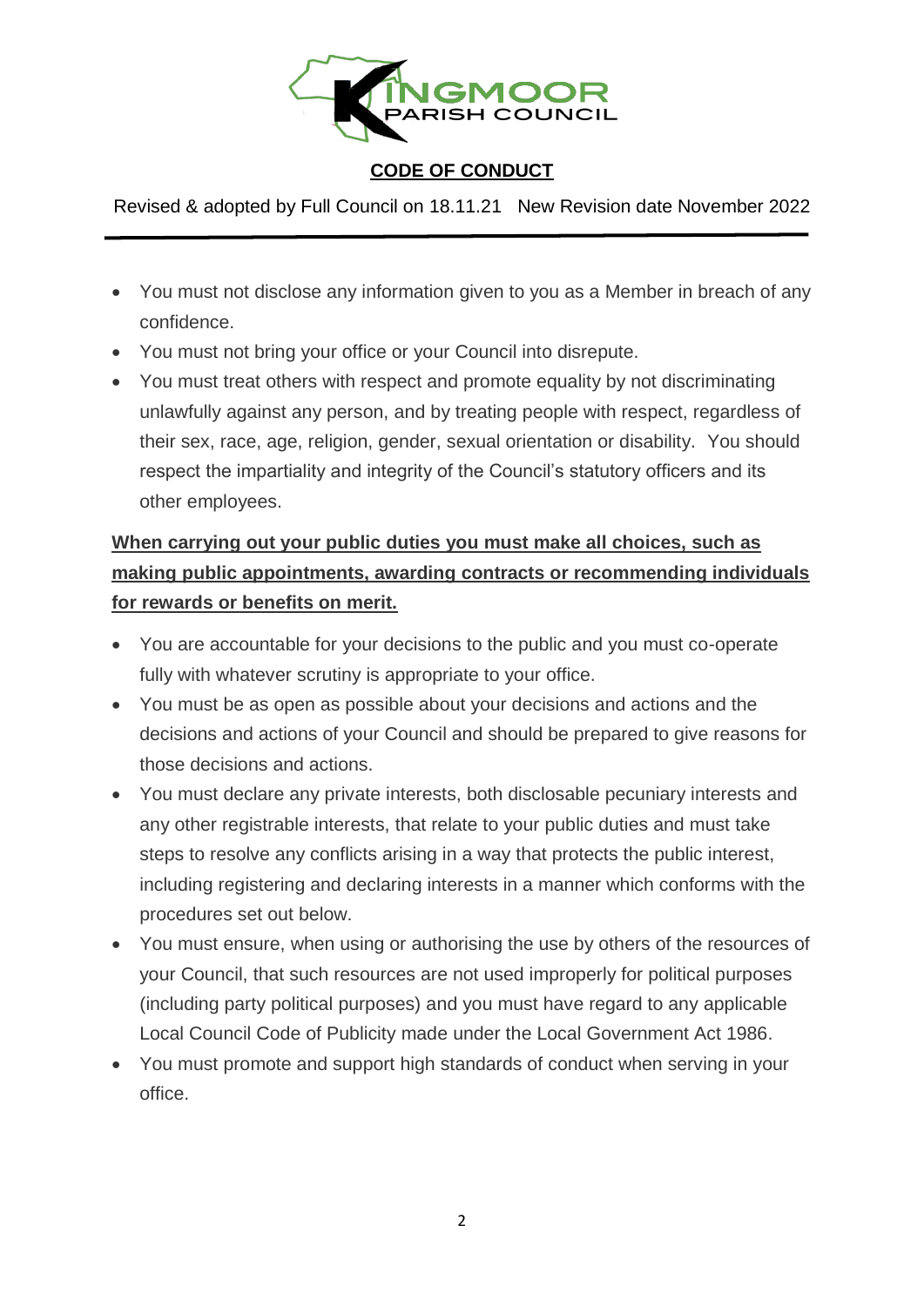- You must not disclose any information given to you as a Member in breach of any confidence.
- You must not bring your office or your Council into disrepute.
- You must treat others with respect and promote equality by not discriminating unlawfully against any person, and by treating people with respect, regardless of their sex, race, age, religion, gender, sexual orientation or disability. You should respect the impartiality and integrity of the Council's statutory officers and its other employees.

**When carrying out your public duties you must make all choices, such as making public appointments, awarding contracts or recommending individuals for rewards or benefits on merit.**

- You are accountable for your decisions to the public and you must co-operate fully with whatever scrutiny is appropriate to your office.
- You must be as open as possible about your decisions and actions and the decisions and actions of your Council and should be prepared to give reasons for those decisions and actions.
- You must declare any private interests, both disclosable pecuniary interests and any other registrable interests, that relate to your public duties and must take steps to resolve any conflicts arising in a way that protects the public interest, including registering and declaring interests in a manner which conforms with the procedures set out below.
- You must ensure, when using or authorising the use by others of the resources of your Council, that such resources are not used improperly for political purposes (including party political purposes) and you must have regard to any applicable Local Council Code of Publicity made under the Local Government Act 1986.
- You must promote and support high standards of conduct when serving in your office.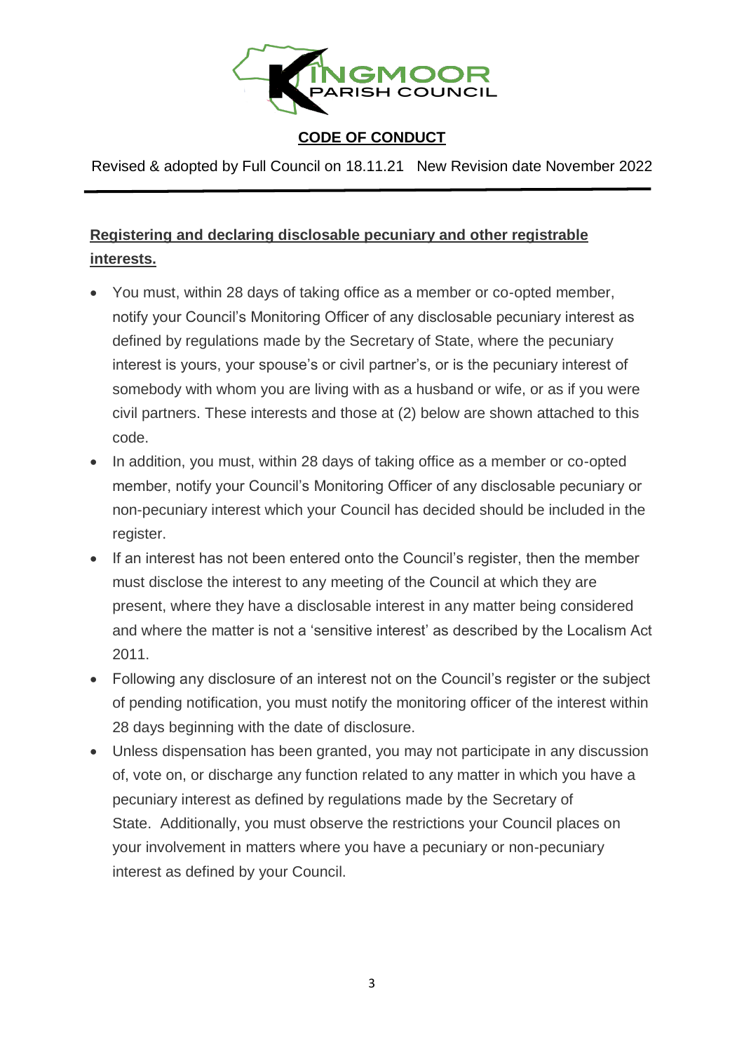**CODE OF CONDUCT**

Revised & adopted by Full Council on 18.11.21 New Revision date November 2022

---

**Registering and declaring disclosable pecuniary and other registrable interests.**

- You must, within 28 days of taking office as a member or co-opted member, notify your Council's Monitoring Officer of any disclosable pecuniary interest as defined by regulations made by the Secretary of State, where the pecuniary interest is yours, your spouse's or civil partner's, or is the pecuniary interest of somebody with whom you are living with as a husband or wife, or as if you were civil partners. These interests and those at (2) below are shown attached to this code.
- In addition, you must, within 28 days of taking office as a member or co-opted member, notify your Council's Monitoring Officer of any disclosable pecuniary or non-pecuniary interest which your Council has decided should be included in the register.
- If an interest has not been entered onto the Council's register, then the member must disclose the interest to any meeting of the Council at which they are present, where they have a disclosable interest in any matter being considered and where the matter is not a 'sensitive interest' as described by the Localism Act 2011.
- Following any disclosure of an interest not on the Council's register or the subject of pending notification, you must notify the monitoring officer of the interest within 28 days beginning with the date of disclosure.
- Unless dispensation has been granted, you may not participate in any discussion of, vote on, or discharge any function related to any matter in which you have a pecuniary interest as defined by regulations made by the Secretary of State. Additionally, you must observe the restrictions your Council places on your involvement in matters where you have a pecuniary or non-pecuniary interest as defined by your Council.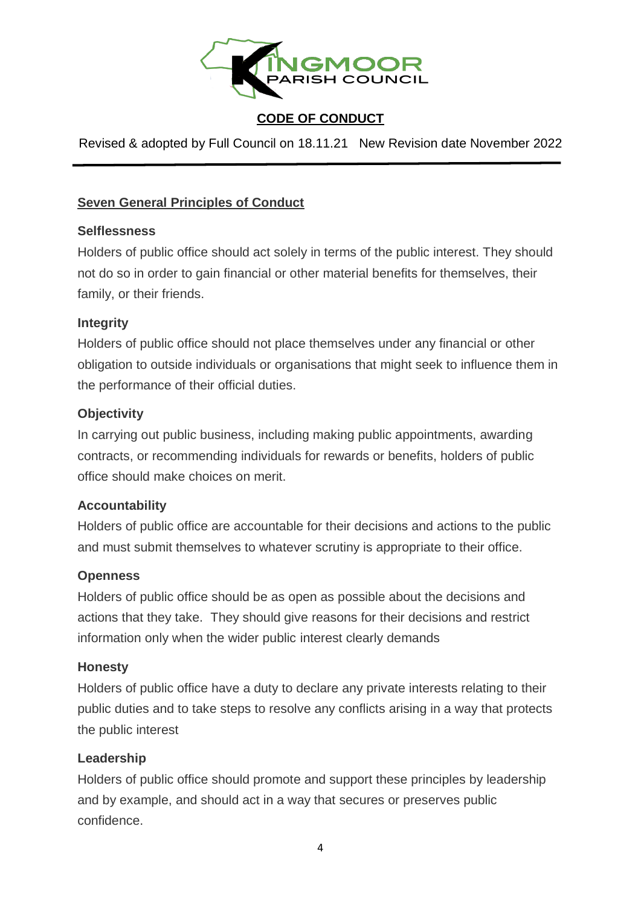KINGMOOR PARISH COUNCIL

# CODE OF CONDUCT

Revised & adopted by Full Council on 18.11.21 New Revision date November 2022

## Seven General Principles of Conduct

**Selflessness**

Holders of public office should act solely in terms of the public interest. They should not do so in order to gain financial or other material benefits for themselves, their family, or their friends.

**Integrity**

Holders of public office should not place themselves under any financial or other obligation to outside individuals or organisations that might seek to influence them in the performance of their official duties.

**Objectivity**

In carrying out public business, including making public appointments, awarding contracts, or recommending individuals for rewards or benefits, holders of public office should make choices on merit.

**Accountability**

Holders of public office are accountable for their decisions and actions to the public and must submit themselves to whatever scrutiny is appropriate to their office.

**Openness**

Holders of public office should be as open as possible about the decisions and actions that they take. They should give reasons for their decisions and restrict information only when the wider public interest clearly demands

**Honesty**

Holders of public office have a duty to declare any private interests relating to their public duties and to take steps to resolve any conflicts arising in a way that protects the public interest

**Leadership**

Holders of public office should promote and support these principles by leadership and by example, and should act in a way that secures or preserves public confidence.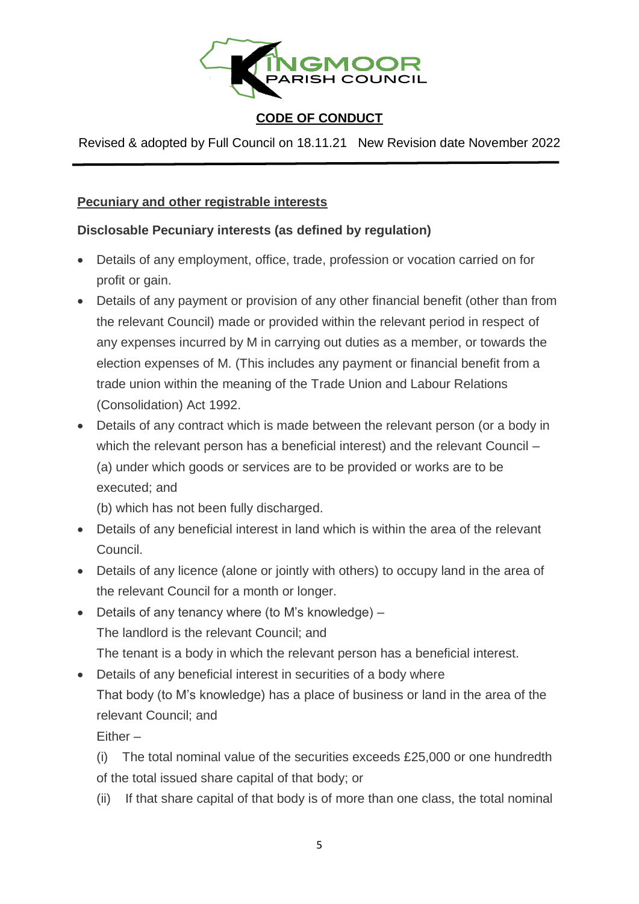**CODE OF CONDUCT**

Revised & adopted by Full Council on 18.11.21 New Revision date November 2022

---

**Pecuniary and other registrable interests**

**Disclosable Pecuniary interests (as defined by regulation)**

- Details of any employment, office, trade, profession or vocation carried on for profit or gain.
- Details of any payment or provision of any other financial benefit (other than from the relevant Council) made or provided within the relevant period in respect of any expenses incurred by M in carrying out duties as a member, or towards the election expenses of M. (This includes any payment or financial benefit from a trade union within the meaning of the Trade Union and Labour Relations (Consolidation) Act 1992.
- Details of any contract which is made between the relevant person (or a body in which the relevant person has a beneficial interest) and the relevant Council – (a) under which goods or services are to be provided or works are to be executed; and
  (b) which has not been fully discharged.
- Details of any beneficial interest in land which is within the area of the relevant Council.
- Details of any licence (alone or jointly with others) to occupy land in the area of the relevant Council for a month or longer.
- Details of any tenancy where (to M's knowledge) –
  The landlord is the relevant Council; and
  The tenant is a body in which the relevant person has a beneficial interest.
- Details of any beneficial interest in securities of a body where
  That body (to M's knowledge) has a place of business or land in the area of the relevant Council; and
  Either –
  (i) The total nominal value of the securities exceeds £25,000 or one hundredth of the total issued share capital of that body; or
  (ii) If that share capital of that body is of more than one class, the total nominal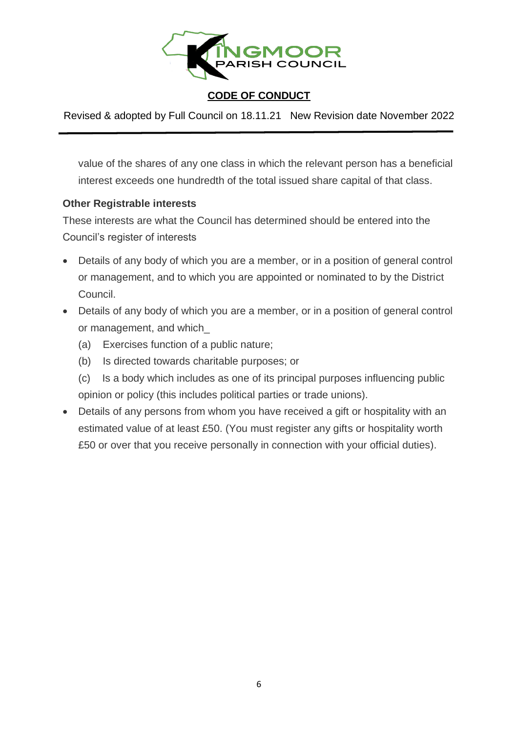value of the shares of any one class in which the relevant person has a beneficial interest exceeds one hundredth of the total issued share capital of that class.

**Other Registrable interests**

These interests are what the Council has determined should be entered into the Council's register of interests

- Details of any body of which you are a member, or in a position of general control or management, and to which you are appointed or nominated to by the District Council.
- Details of any body of which you are a member, or in a position of general control or management, and which_
  - (a) Exercises function of a public nature;
  - (b) Is directed towards charitable purposes; or
  - (c) Is a body which includes as one of its principal purposes influencing public opinion or policy (this includes political parties or trade unions).
- Details of any persons from whom you have received a gift or hospitality with an estimated value of at least £50. (You must register any gifts or hospitality worth £50 or over that you receive personally in connection with your official duties).